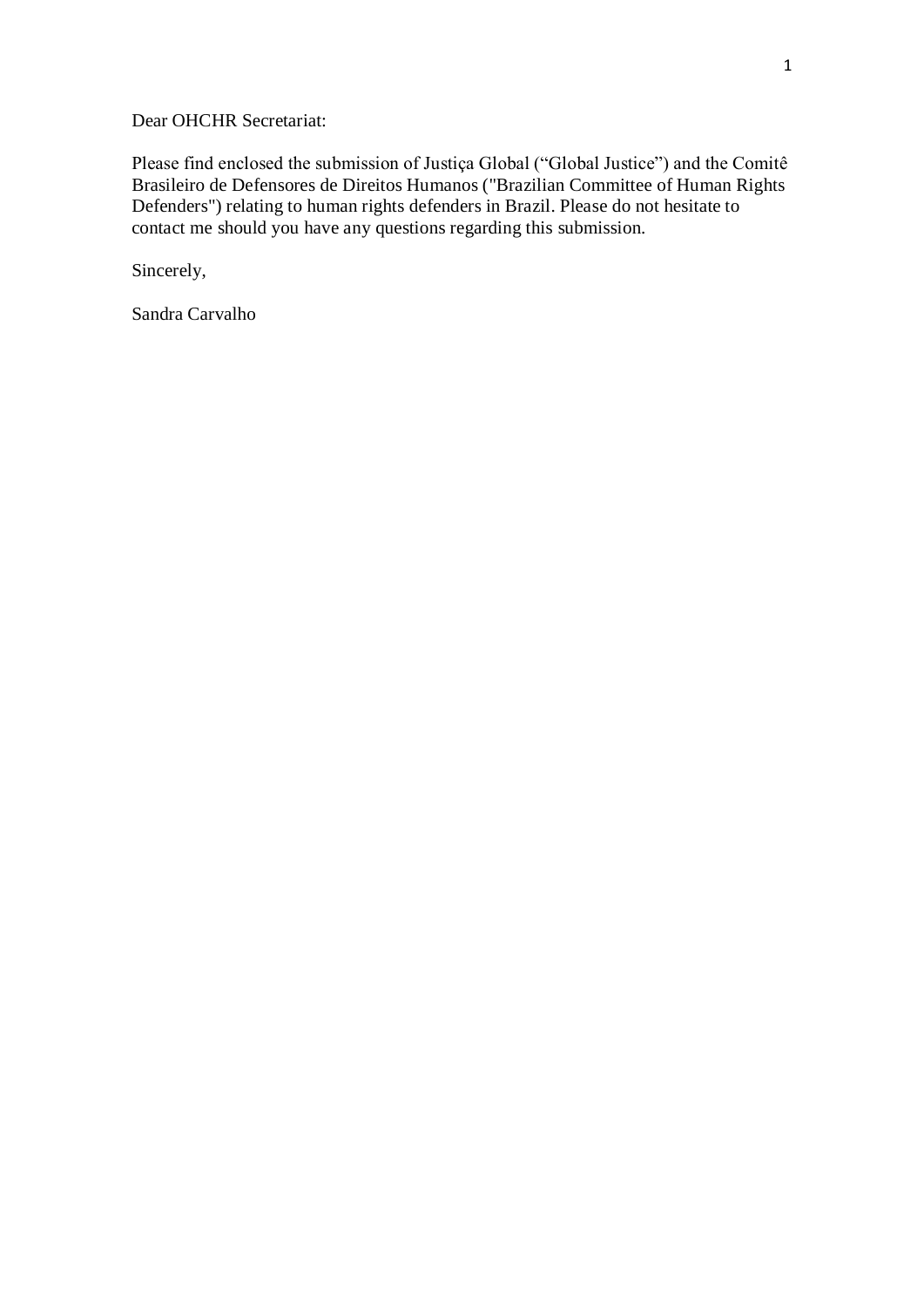Dear OHCHR Secretariat:

Please find enclosed the submission of Justiça Global ("Global Justice") and the Comitê Brasileiro de Defensores de Direitos Humanos ("Brazilian Committee of Human Rights Defenders") relating to human rights defenders in Brazil. Please do not hesitate to contact me should you have any questions regarding this submission.

Sincerely,

Sandra Carvalho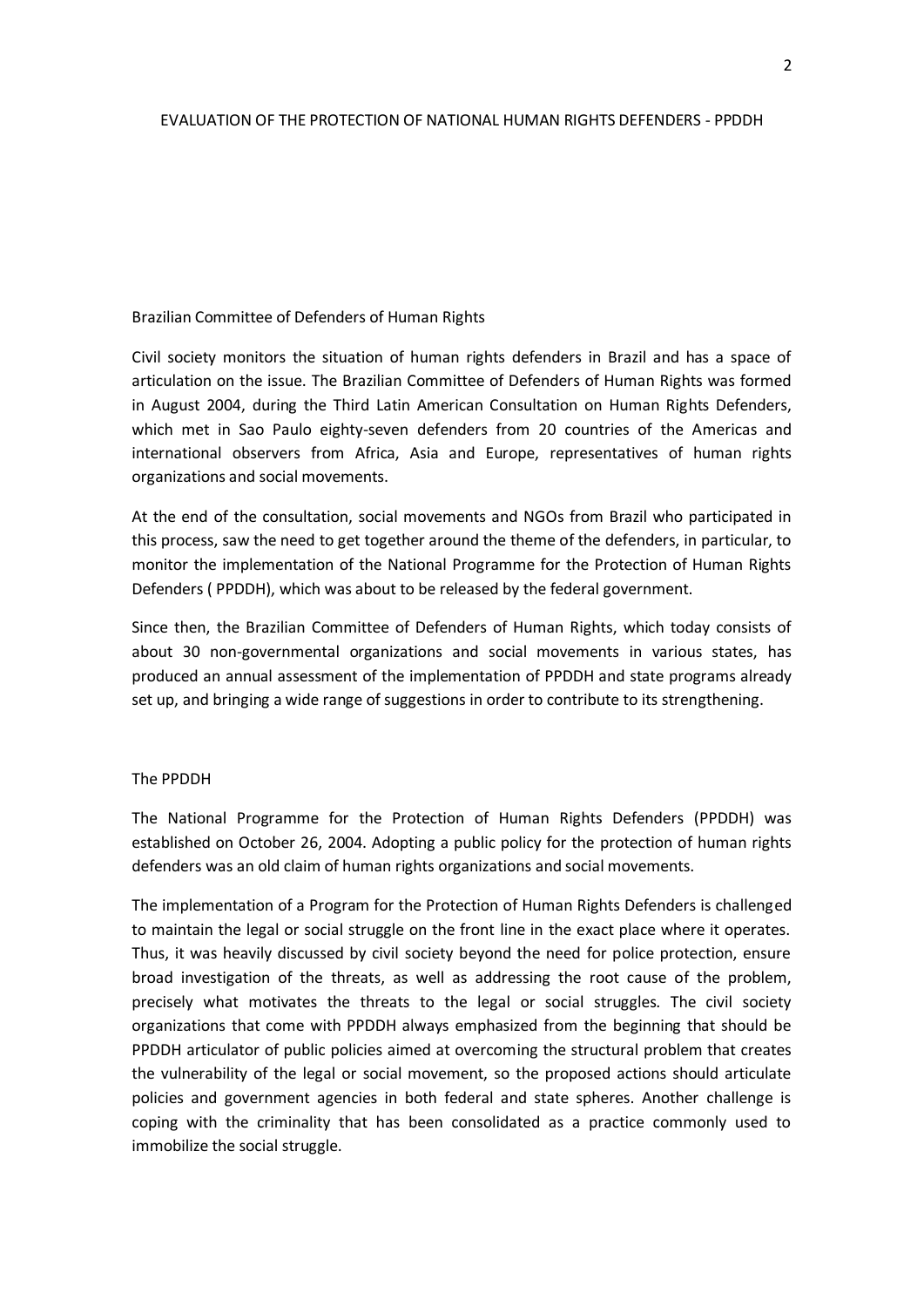# EVALUATION OF THE PROTECTION OF NATIONAL HUMAN RIGHTS DEFENDERS - PPDDH

## Brazilian Committee of Defenders of Human Rights

Civil society monitors the situation of human rights defenders in Brazil and has a space of articulation on the issue. The Brazilian Committee of Defenders of Human Rights was formed in August 2004, during the Third Latin American Consultation on Human Rights Defenders, which met in Sao Paulo eighty-seven defenders from 20 countries of the Americas and international observers from Africa, Asia and Europe, representatives of human rights organizations and social movements.

At the end of the consultation, social movements and NGOs from Brazil who participated in this process, saw the need to get together around the theme of the defenders, in particular, to monitor the implementation of the National Programme for the Protection of Human Rights Defenders ( PPDDH), which was about to be released by the federal government.

Since then, the Brazilian Committee of Defenders of Human Rights, which today consists of about 30 non-governmental organizations and social movements in various states, has produced an annual assessment of the implementation of PPDDH and state programs already set up, and bringing a wide range of suggestions in order to contribute to its strengthening.

## The PPDDH

The National Programme for the Protection of Human Rights Defenders (PPDDH) was established on October 26, 2004. Adopting a public policy for the protection of human rights defenders was an old claim of human rights organizations and social movements.

The implementation of a Program for the Protection of Human Rights Defenders is challenged to maintain the legal or social struggle on the front line in the exact place where it operates. Thus, it was heavily discussed by civil society beyond the need for police protection, ensure broad investigation of the threats, as well as addressing the root cause of the problem, precisely what motivates the threats to the legal or social struggles. The civil society organizations that come with PPDDH always emphasized from the beginning that should be PPDDH articulator of public policies aimed at overcoming the structural problem that creates the vulnerability of the legal or social movement, so the proposed actions should articulate policies and government agencies in both federal and state spheres. Another challenge is coping with the criminality that has been consolidated as a practice commonly used to immobilize the social struggle.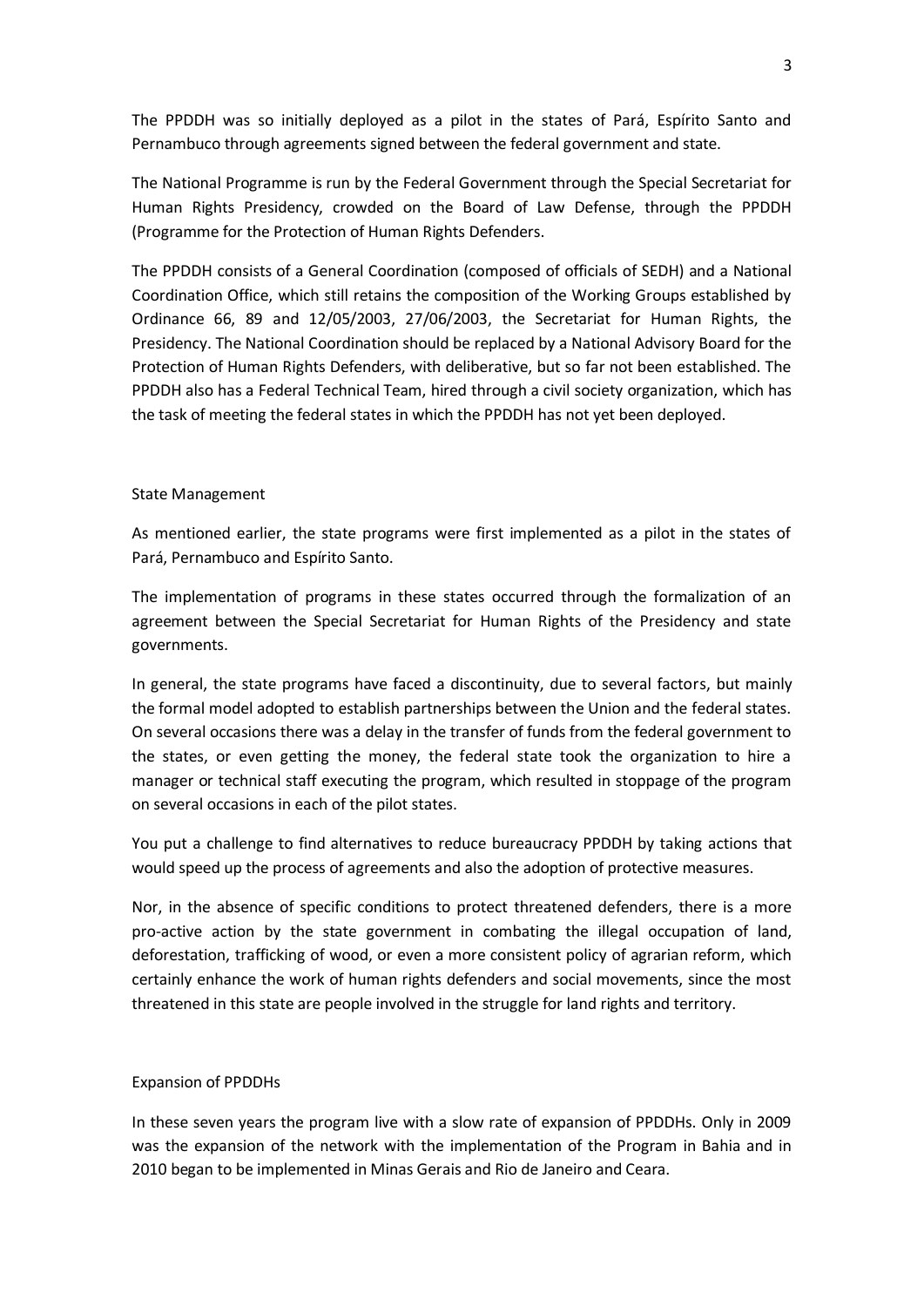The PPDDH was so initially deployed as a pilot in the states of Pará, Espírito Santo and Pernambuco through agreements signed between the federal government and state.

The National Programme is run by the Federal Government through the Special Secretariat for Human Rights Presidency, crowded on the Board of Law Defense, through the PPDDH (Programme for the Protection of Human Rights Defenders.

The PPDDH consists of a General Coordination (composed of officials of SEDH) and a National Coordination Office, which still retains the composition of the Working Groups established by Ordinance 66, 89 and 12/05/2003, 27/06/2003, the Secretariat for Human Rights, the Presidency. The National Coordination should be replaced by a National Advisory Board for the Protection of Human Rights Defenders, with deliberative, but so far not been established. The PPDDH also has a Federal Technical Team, hired through a civil society organization, which has the task of meeting the federal states in which the PPDDH has not yet been deployed.

State Management

As mentioned earlier, the state programs were first implemented as a pilot in the states of Pará, Pernambuco and Espírito Santo.

The implementation of programs in these states occurred through the formalization of an agreement between the Special Secretariat for Human Rights of the Presidency and state governments.

In general, the state programs have faced a discontinuity, due to several factors, but mainly the formal model adopted to establish partnerships between the Union and the federal states. On several occasions there was a delay in the transfer of funds from the federal government to the states, or even getting the money, the federal state took the organization to hire a manager or technical staff executing the program, which resulted in stoppage of the program on several occasions in each of the pilot states.

You put a challenge to find alternatives to reduce bureaucracy PPDDH by taking actions that would speed up the process of agreements and also the adoption of protective measures.

Nor, in the absence of specific conditions to protect threatened defenders, there is a more pro-active action by the state government in combating the illegal occupation of land, deforestation, trafficking of wood, or even a more consistent policy of agrarian reform, which certainly enhance the work of human rights defenders and social movements, since the most threatened in this state are people involved in the struggle for land rights and territory.

Expansion of PPDDHs

In these seven years the program live with a slow rate of expansion of PPDDHs. Only in 2009 was the expansion of the network with the implementation of the Program in Bahia and in 2010 began to be implemented in Minas Gerais and Rio de Janeiro and Ceara.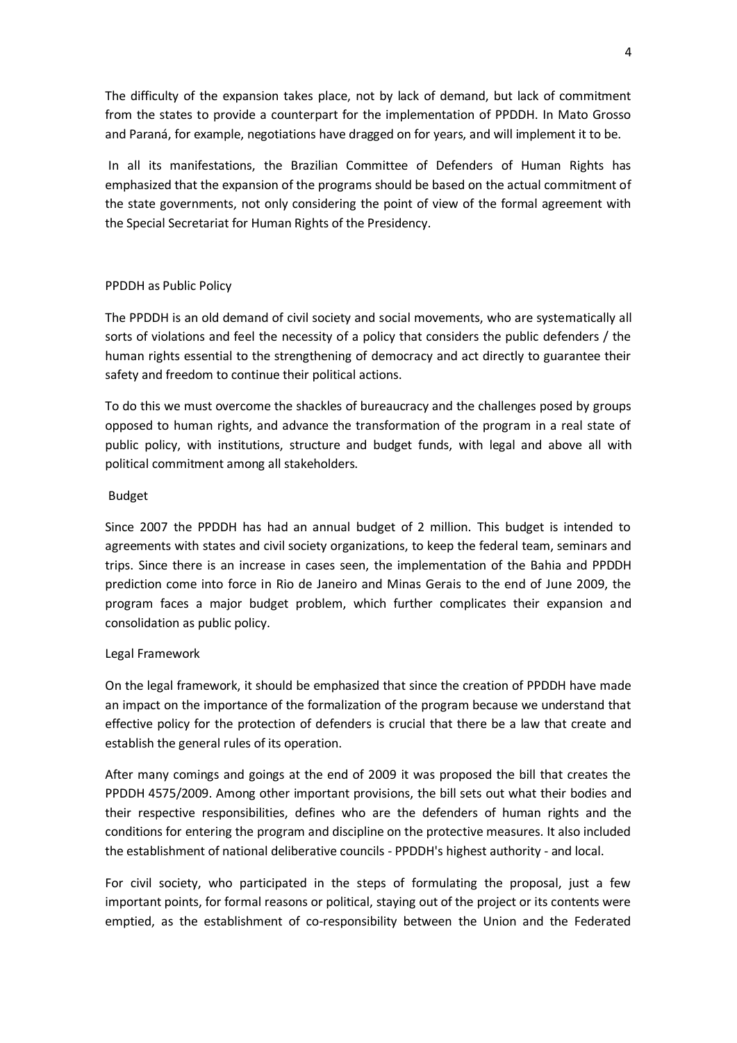The difficulty of the expansion takes place, not by lack of demand, but lack of commitment from the states to provide a counterpart for the implementation of PPDDH. In Mato Grosso and Paraná, for example, negotiations have dragged on for years, and will implement it to be.

In all its manifestations, the Brazilian Committee of Defenders of Human Rights has emphasized that the expansion of the programs should be based on the actual commitment of the state governments, not only considering the point of view of the formal agreement with the Special Secretariat for Human Rights of the Presidency.

## PPDDH as Public Policy

The PPDDH is an old demand of civil society and social movements, who are systematically all sorts of violations and feel the necessity of a policy that considers the public defenders / the human rights essential to the strengthening of democracy and act directly to guarantee their safety and freedom to continue their political actions.

To do this we must overcome the shackles of bureaucracy and the challenges posed by groups opposed to human rights, and advance the transformation of the program in a real state of public policy, with institutions, structure and budget funds, with legal and above all with political commitment among all stakeholders.

### Budget

Since 2007 the PPDDH has had an annual budget of 2 million. This budget is intended to agreements with states and civil society organizations, to keep the federal team, seminars and trips. Since there is an increase in cases seen, the implementation of the Bahia and PPDDH prediction come into force in Rio de Janeiro and Minas Gerais to the end of June 2009, the program faces a major budget problem, which further complicates their expansion and consolidation as public policy.

### Legal Framework

On the legal framework, it should be emphasized that since the creation of PPDDH have made an impact on the importance of the formalization of the program because we understand that effective policy for the protection of defenders is crucial that there be a law that create and establish the general rules of its operation.

After many comings and goings at the end of 2009 it was proposed the bill that creates the PPDDH 4575/2009. Among other important provisions, the bill sets out what their bodies and their respective responsibilities, defines who are the defenders of human rights and the conditions for entering the program and discipline on the protective measures. It also included the establishment of national deliberative councils - PPDDH's highest authority - and local.

For civil society, who participated in the steps of formulating the proposal, just a few important points, for formal reasons or political, staying out of the project or its contents were emptied, as the establishment of co-responsibility between the Union and the Federated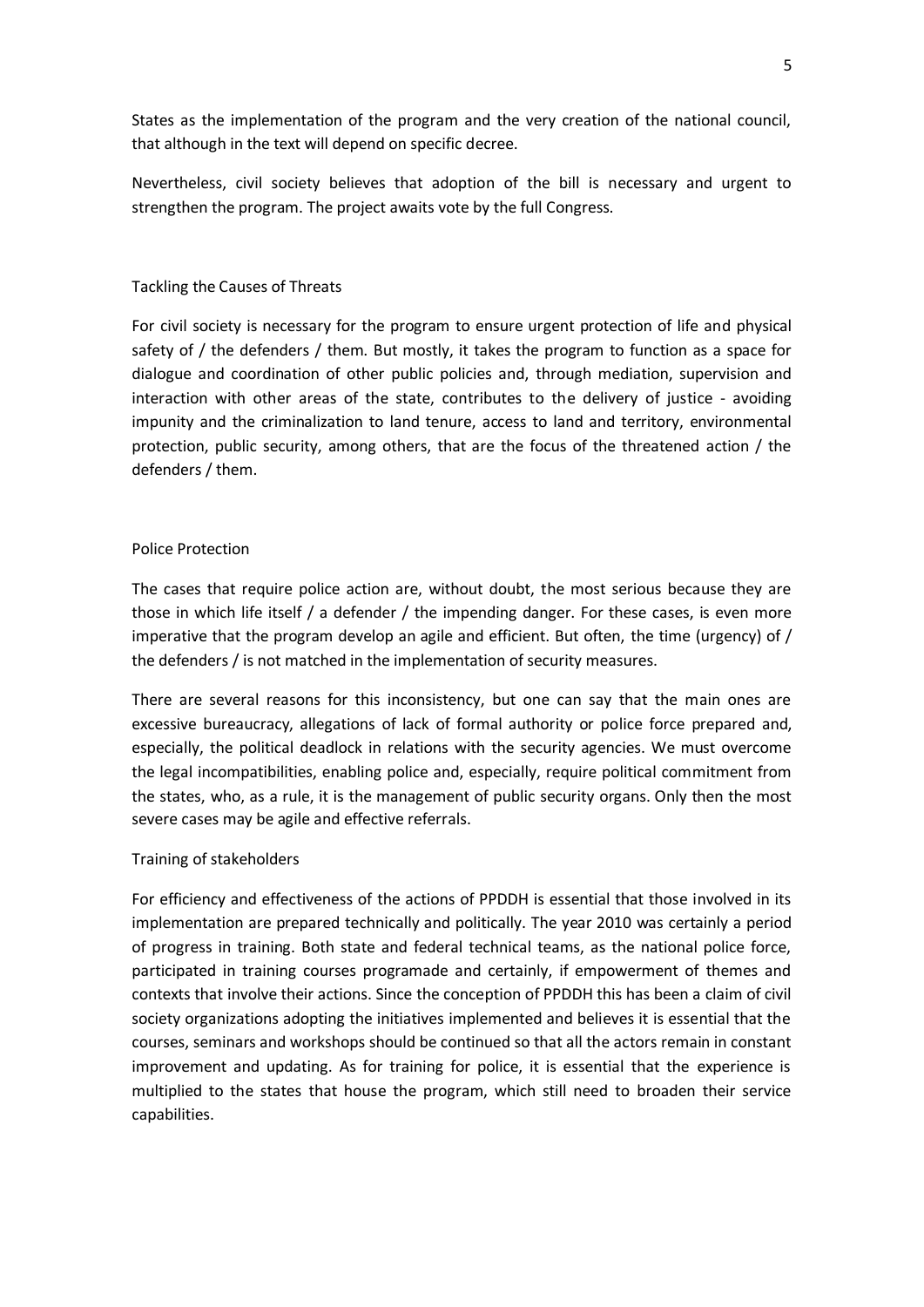States as the implementation of the program and the very creation of the national council, that although in the text will depend on specific decree.

Nevertheless, civil society believes that adoption of the bill is necessary and urgent to strengthen the program. The project awaits vote by the full Congress.

## Tackling the Causes of Threats

For civil society is necessary for the program to ensure urgent protection of life and physical safety of / the defenders / them. But mostly, it takes the program to function as a space for dialogue and coordination of other public policies and, through mediation, supervision and interaction with other areas of the state, contributes to the delivery of justice - avoiding impunity and the criminalization to land tenure, access to land and territory, environmental protection, public security, among others, that are the focus of the threatened action / the defenders / them.

## Police Protection

The cases that require police action are, without doubt, the most serious because they are those in which life itself / a defender / the impending danger. For these cases, is even more imperative that the program develop an agile and efficient. But often, the time (urgency) of / the defenders / is not matched in the implementation of security measures.

There are several reasons for this inconsistency, but one can say that the main ones are excessive bureaucracy, allegations of lack of formal authority or police force prepared and, especially, the political deadlock in relations with the security agencies. We must overcome the legal incompatibilities, enabling police and, especially, require political commitment from the states, who, as a rule, it is the management of public security organs. Only then the most severe cases may be agile and effective referrals.

## Training of stakeholders

For efficiency and effectiveness of the actions of PPDDH is essential that those involved in its implementation are prepared technically and politically. The year 2010 was certainly a period of progress in training. Both state and federal technical teams, as the national police force, participated in training courses programade and certainly, if empowerment of themes and contexts that involve their actions. Since the conception of PPDDH this has been a claim of civil society organizations adopting the initiatives implemented and believes it is essential that the courses, seminars and workshops should be continued so that all the actors remain in constant improvement and updating. As for training for police, it is essential that the experience is multiplied to the states that house the program, which still need to broaden their service capabilities.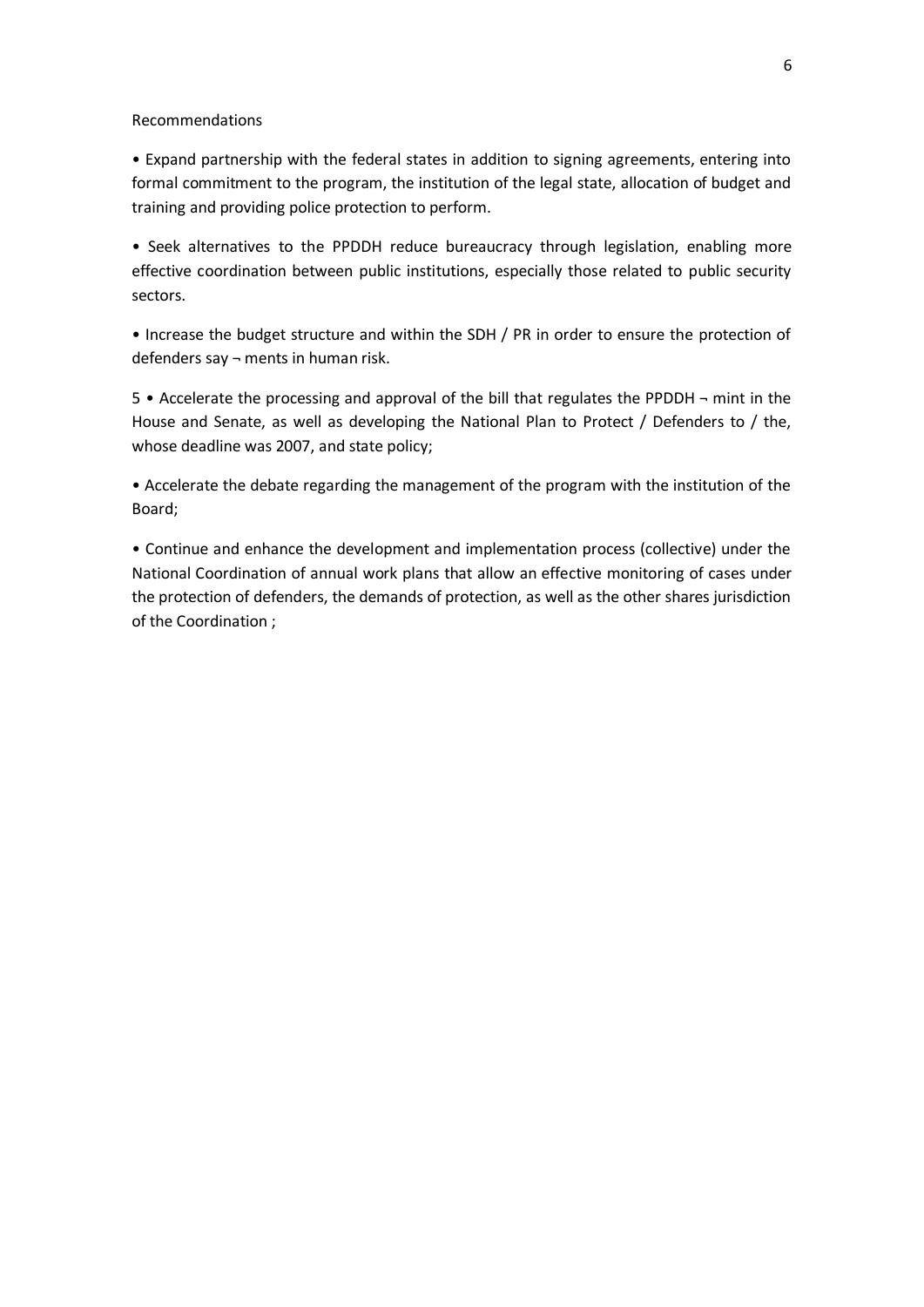Recommendations

- Expand partnership with the federal states in addition to signing agreements, entering into formal commitment to the program, the institution of the legal state, allocation of budget and training and providing police protection to perform.

- Seek alternatives to the PPDDH reduce bureaucracy through legislation, enabling more effective coordination between public institutions, especially those related to public security sectors.

- Increase the budget structure and within the SDH / PR in order to ensure the protection of defenders say ¬ ments in human risk.

5 • Accelerate the processing and approval of the bill that regulates the PPDDH ¬ mint in the House and Senate, as well as developing the National Plan to Protect / Defenders to / the, whose deadline was 2007, and state policy;

- Accelerate the debate regarding the management of the program with the institution of the Board;

- Continue and enhance the development and implementation process (collective) under the National Coordination of annual work plans that allow an effective monitoring of cases under the protection of defenders, the demands of protection, as well as the other shares jurisdiction of the Coordination ;